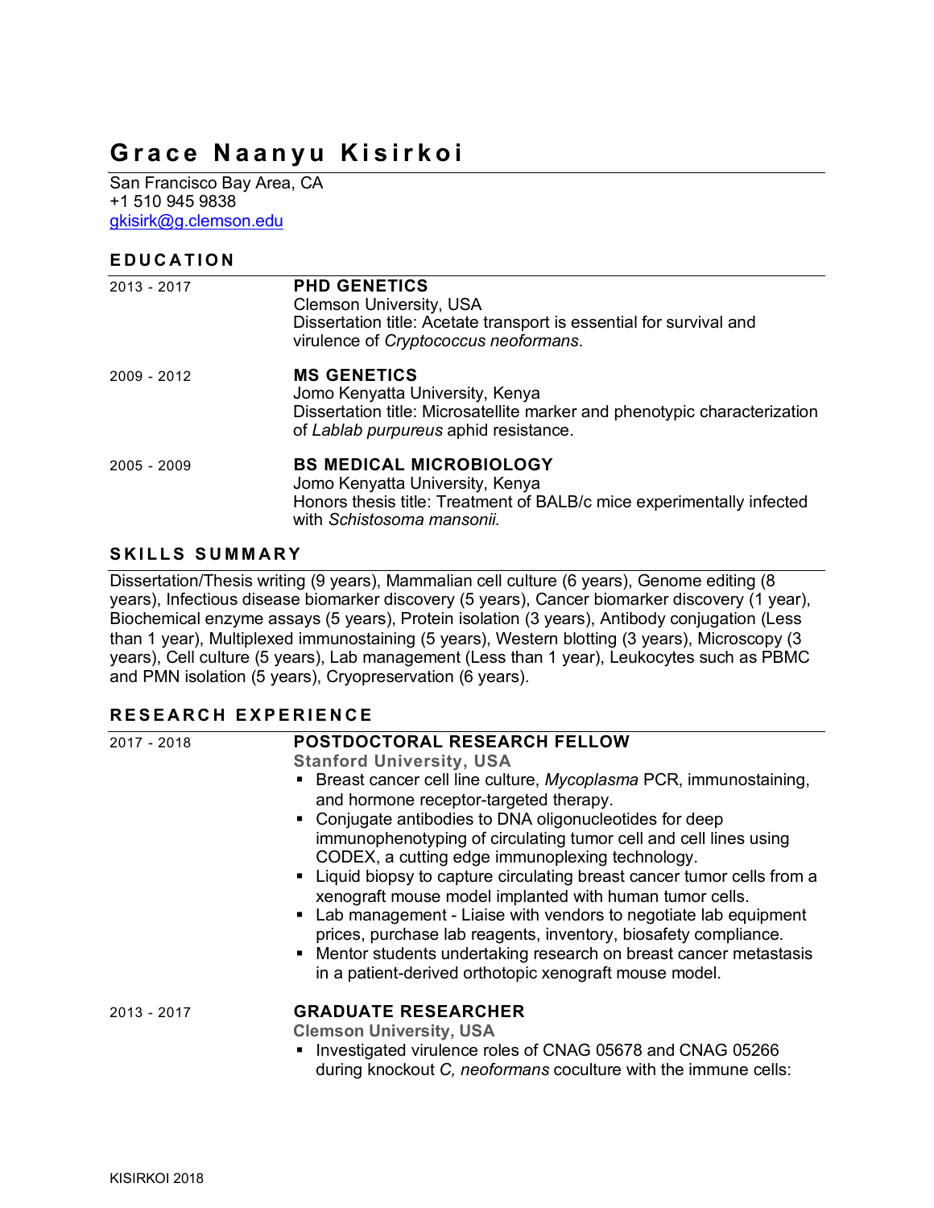# Grace Naanyu Kisirkoi

San Francisco Bay Area, CA
+1 510 945 9838
gkisirk@g.clemson.edu

## EDUCATION

2013 - 2017

**PHD GENETICS**
Clemson University, USA
Dissertation title: Acetate transport is essential for survival and virulence of *Cryptococcus neoformans*.

2009 - 2012

**MS GENETICS**
Jomo Kenyatta University, Kenya
Dissertation title: Microsatellite marker and phenotypic characterization of *Lablab purpureus* aphid resistance.

2005 - 2009

**BS MEDICAL MICROBIOLOGY**
Jomo Kenyatta University, Kenya
Honors thesis title: Treatment of BALB/c mice experimentally infected with *Schistosoma mansonii.*

## SKILLS SUMMARY

Dissertation/Thesis writing (9 years), Mammalian cell culture (6 years), Genome editing (8 years), Infectious disease biomarker discovery (5 years), Cancer biomarker discovery (1 year), Biochemical enzyme assays (5 years), Protein isolation (3 years), Antibody conjugation (Less than 1 year), Multiplexed immunostaining (5 years), Western blotting (3 years), Microscopy (3 years), Cell culture (5 years), Lab management (Less than 1 year), Leukocytes such as PBMC and PMN isolation (5 years), Cryopreservation (6 years).

## RESEARCH EXPERIENCE

2017 - 2018

**POSTDOCTORAL RESEARCH FELLOW**
**Stanford University, USA**

- Breast cancer cell line culture, *Mycoplasma* PCR, immunostaining, and hormone receptor-targeted therapy.
- Conjugate antibodies to DNA oligonucleotides for deep immunophenotyping of circulating tumor cell and cell lines using CODEX, a cutting edge immunoplexing technology.
- Liquid biopsy to capture circulating breast cancer tumor cells from a xenograft mouse model implanted with human tumor cells.
- Lab management - Liaise with vendors to negotiate lab equipment prices, purchase lab reagents, inventory, biosafety compliance.
- Mentor students undertaking research on breast cancer metastasis in a patient-derived orthotopic xenograft mouse model.

2013 - 2017

**GRADUATE RESEARCHER**
**Clemson University, USA**

- Investigated virulence roles of CNAG 05678 and CNAG 05266 during knockout *C, neoformans* coculture with the immune cells: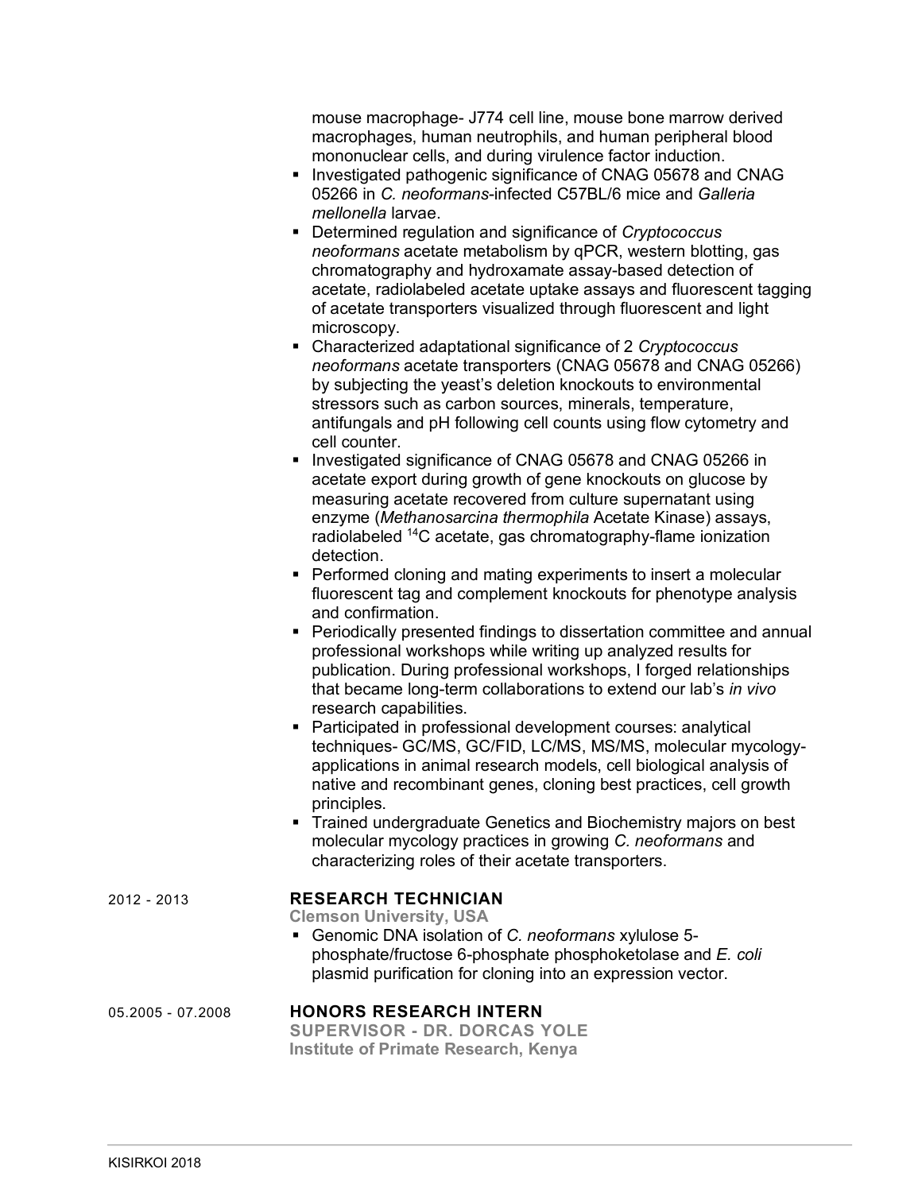mouse macrophage- J774 cell line, mouse bone marrow derived macrophages, human neutrophils, and human peripheral blood mononuclear cells, and during virulence factor induction.

- Investigated pathogenic significance of CNAG 05678 and CNAG 05266 in *C. neoformans*-infected C57BL/6 mice and *Galleria mellonella* larvae.
- Determined regulation and significance of *Cryptococcus neoformans* acetate metabolism by qPCR, western blotting, gas chromatography and hydroxamate assay-based detection of acetate, radiolabeled acetate uptake assays and fluorescent tagging of acetate transporters visualized through fluorescent and light microscopy.
- Characterized adaptational significance of 2 *Cryptococcus neoformans* acetate transporters (CNAG 05678 and CNAG 05266) by subjecting the yeast's deletion knockouts to environmental stressors such as carbon sources, minerals, temperature, antifungals and pH following cell counts using flow cytometry and cell counter.
- Investigated significance of CNAG 05678 and CNAG 05266 in acetate export during growth of gene knockouts on glucose by measuring acetate recovered from culture supernatant using enzyme (*Methanosarcina thermophila* Acetate Kinase) assays, radiolabeled $^{14}C$ acetate, gas chromatography-flame ionization detection.
- Performed cloning and mating experiments to insert a molecular fluorescent tag and complement knockouts for phenotype analysis and confirmation.
- Periodically presented findings to dissertation committee and annual professional workshops while writing up analyzed results for publication. During professional workshops, I forged relationships that became long-term collaborations to extend our lab's *in vivo* research capabilities.
- Participated in professional development courses: analytical techniques- GC/MS, GC/FID, LC/MS, MS/MS, molecular mycology- applications in animal research models, cell biological analysis of native and recombinant genes, cloning best practices, cell growth principles.
- Trained undergraduate Genetics and Biochemistry majors on best molecular mycology practices in growing *C. neoformans* and characterizing roles of their acetate transporters.

2012 - 2013

### RESEARCH TECHNICIAN

**Clemson University, USA**

- Genomic DNA isolation of *C. neoformans* xylulose 5-phosphate/fructose 6-phosphate phosphoketolase and *E. coli* plasmid purification for cloning into an expression vector.

05.2005 - 07.2008

### HONORS RESEARCH INTERN

**SUPERVISOR - DR. DORCAS YOLE**

**Institute of Primate Research, Kenya**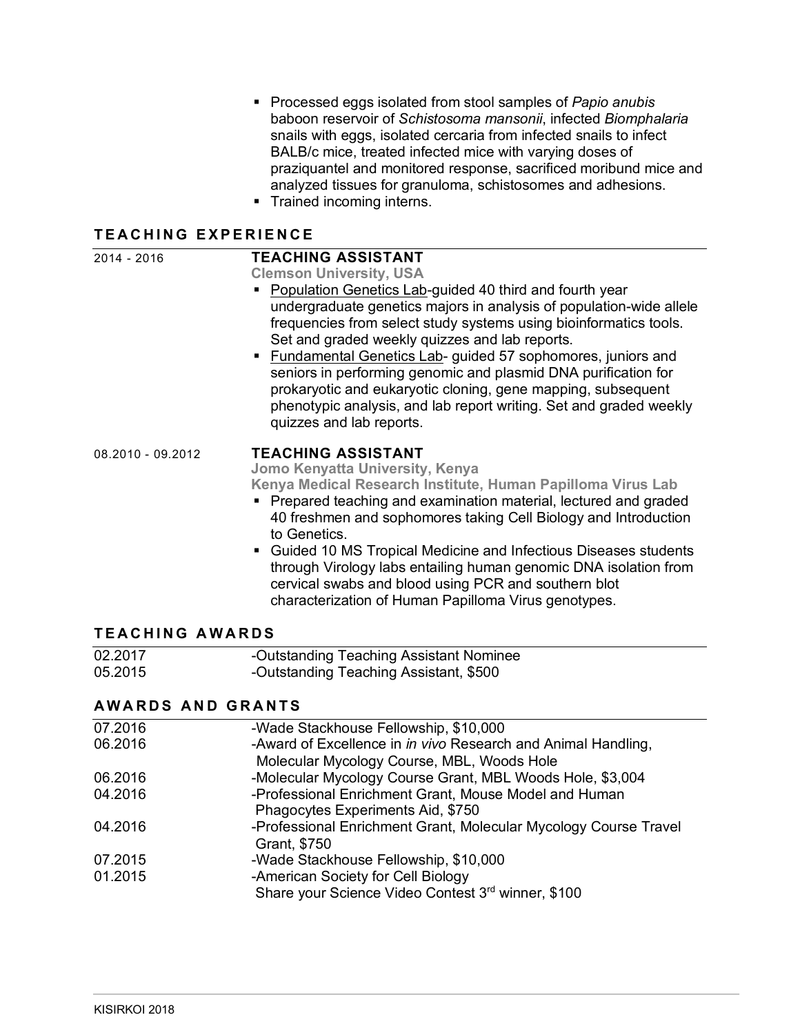- Processed eggs isolated from stool samples of *Papio anubis* baboon reservoir of *Schistosoma mansonii*, infected *Biomphalaria* snails with eggs, isolated cercaria from infected snails to infect BALB/c mice, treated infected mice with varying doses of praziquantel and monitored response, sacrificed moribund mice and analyzed tissues for granuloma, schistosomes and adhesions.
- Trained incoming interns.

## TEACHING EXPERIENCE

2014 - 2016

### TEACHING ASSISTANT

**Clemson University, USA**

- Population Genetics Lab-guided 40 third and fourth year undergraduate genetics majors in analysis of population-wide allele frequencies from select study systems using bioinformatics tools. Set and graded weekly quizzes and lab reports.
- Fundamental Genetics Lab- guided 57 sophomores, juniors and seniors in performing genomic and plasmid DNA purification for prokaryotic and eukaryotic cloning, gene mapping, subsequent phenotypic analysis, and lab report writing. Set and graded weekly quizzes and lab reports.

08.2010 - 09.2012

### TEACHING ASSISTANT

**Jomo Kenyatta University, Kenya**

**Kenya Medical Research Institute, Human Papilloma Virus Lab**

- Prepared teaching and examination material, lectured and graded 40 freshmen and sophomores taking Cell Biology and Introduction to Genetics.
- Guided 10 MS Tropical Medicine and Infectious Diseases students through Virology labs entailing human genomic DNA isolation from cervical swabs and blood using PCR and southern blot characterization of Human Papilloma Virus genotypes.

## TEACHING AWARDS

| | |
|---|---|
| 02.2017 | -Outstanding Teaching Assistant Nominee |
| 05.2015 | -Outstanding Teaching Assistant, $500 |

## AWARDS AND GRANTS

| | |
|---|---|
| 07.2016 | -Wade Stackhouse Fellowship, $10,000 |
| 06.2016 | -Award of Excellence in *in vivo* Research and Animal Handling, Molecular Mycology Course, MBL, Woods Hole |
| 06.2016 | -Molecular Mycology Course Grant, MBL Woods Hole, $3,004 |
| 04.2016 | -Professional Enrichment Grant, Mouse Model and Human Phagocytes Experiments Aid, $750 |
| 04.2016 | -Professional Enrichment Grant, Molecular Mycology Course Travel Grant, $750 |
| 07.2015 | -Wade Stackhouse Fellowship, $10,000 |
| 01.2015 | -American Society for Cell Biology Share your Science Video Contest 3rd winner, $100 |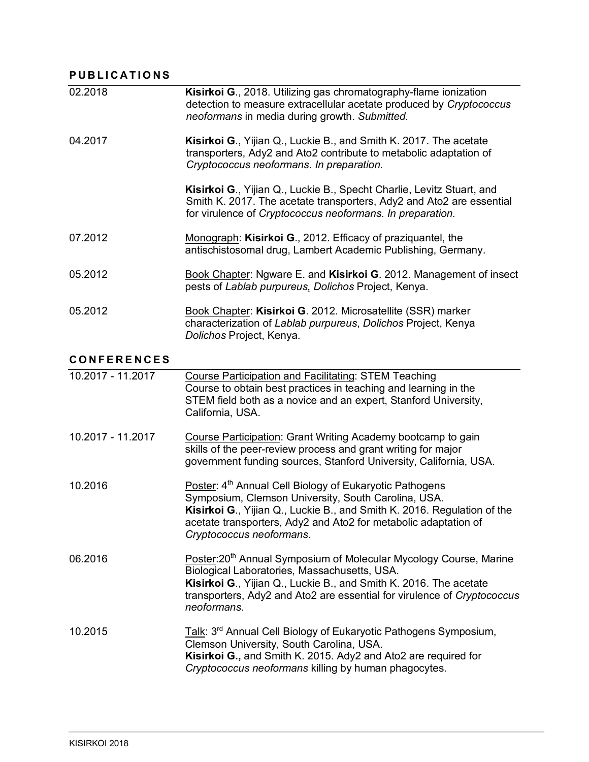## PUBLICATIONS

| | |
|---|---|
| 02.2018 | **Kisirkoi G**., 2018. Utilizing gas chromatography-flame ionization detection to measure extracellular acetate produced by *Cryptococcus neoformans* in media during growth. *Submitted.* |
| 04.2017 | **Kisirkoi G**., Yijian Q., Luckie B., and Smith K. 2017. The acetate transporters, Ady2 and Ato2 contribute to metabolic adaptation of *Cryptococcus neoformans*. *In preparation.* |
| | **Kisirkoi G**., Yijian Q., Luckie B., Specht Charlie, Levitz Stuart, and Smith K. 2017. The acetate transporters, Ady2 and Ato2 are essential for virulence of *Cryptococcus neoformans*. *In preparation.* |
| 07.2012 | Monograph: **Kisirkoi G**., 2012. Efficacy of praziquantel, the antischistosomal drug, Lambert Academic Publishing, Germany. |
| 05.2012 | Book Chapter: Ngware E. and **Kisirkoi G**. 2012. Management of insect pests of *Lablab purpureus*, *Dolichos* Project, Kenya. |
| 05.2012 | Book Chapter: **Kisirkoi G**. 2012. Microsatellite (SSR) marker characterization of *Lablab purpureus*, *Dolichos* Project, Kenya *Dolichos* Project, Kenya. |

## CONFERENCES

| | |
|---|---|
| 10.2017 - 11.2017 | Course Participation and Facilitating: STEM Teaching Course to obtain best practices in teaching and learning in the STEM field both as a novice and an expert, Stanford University, California, USA. |
| 10.2017 - 11.2017 | Course Participation: Grant Writing Academy bootcamp to gain skills of the peer-review process and grant writing for major government funding sources, Stanford University, California, USA. |
| 10.2016 | Poster: 4th Annual Cell Biology of Eukaryotic Pathogens Symposium, Clemson University, South Carolina, USA. **Kisirkoi G**., Yijian Q., Luckie B., and Smith K. 2016. Regulation of the acetate transporters, Ady2 and Ato2 for metabolic adaptation of *Cryptococcus neoformans*. |
| 06.2016 | Poster: 20th Annual Symposium of Molecular Mycology Course, Marine Biological Laboratories, Massachusetts, USA. **Kisirkoi G**., Yijian Q., Luckie B., and Smith K. 2016. The acetate transporters, Ady2 and Ato2 are essential for virulence of *Cryptococcus neoformans*. |
| 10.2015 | Talk: 3rd Annual Cell Biology of Eukaryotic Pathogens Symposium, Clemson University, South Carolina, USA. **Kisirkoi G.,** and Smith K. 2015. Ady2 and Ato2 are required for *Cryptococcus neoformans* killing by human phagocytes. |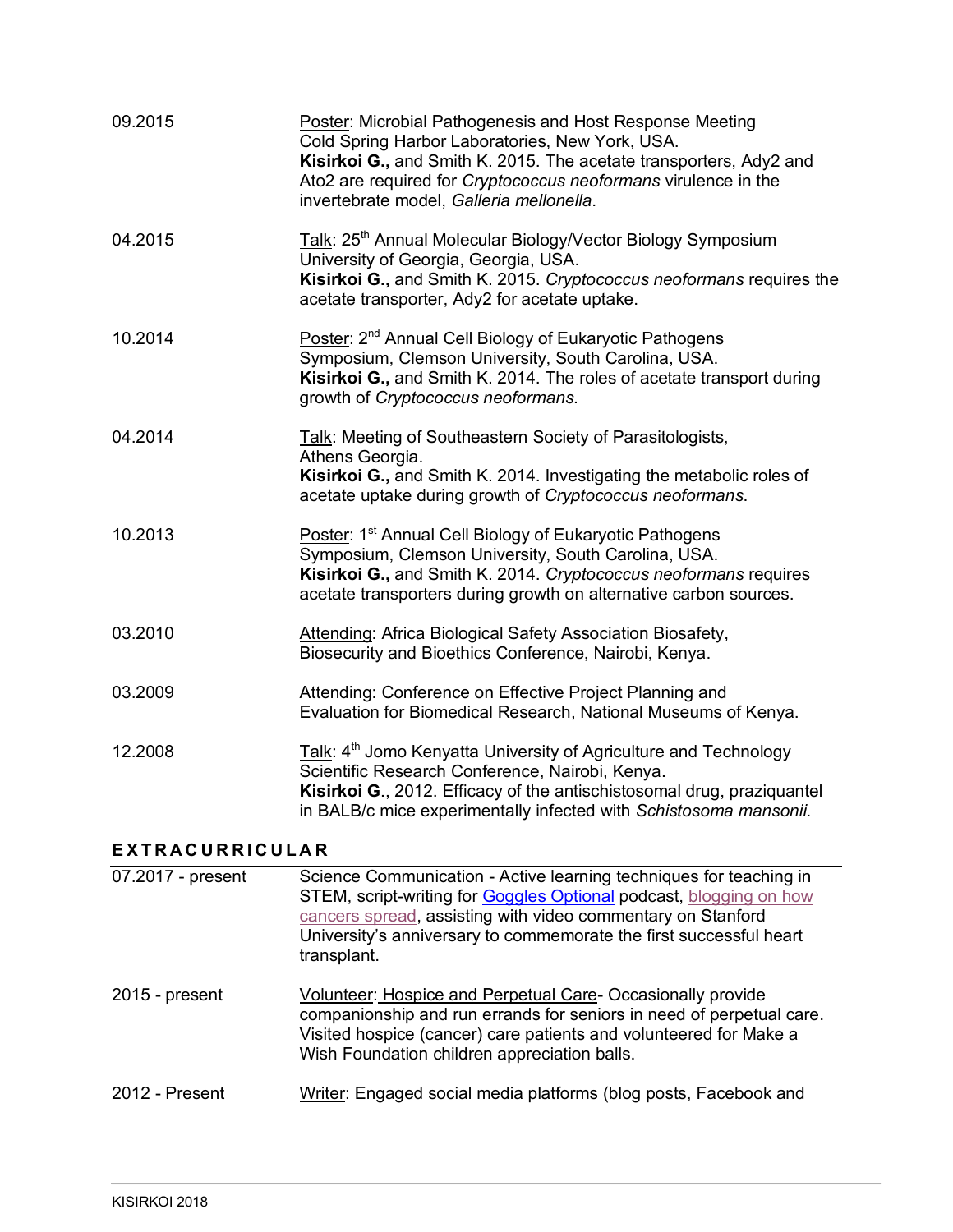09.2015 — Poster: Microbial Pathogenesis and Host Response Meeting
Cold Spring Harbor Laboratories, New York, USA.
**Kisirkoi G.,** and Smith K. 2015. The acetate transporters, Ady2 and Ato2 are required for *Cryptococcus neoformans* virulence in the invertebrate model, *Galleria mellonella*.

04.2015 — Talk: 25th Annual Molecular Biology/Vector Biology Symposium
University of Georgia, Georgia, USA.
**Kisirkoi G.,** and Smith K. 2015. *Cryptococcus neoformans* requires the acetate transporter, Ady2 for acetate uptake.

10.2014 — Poster: 2nd Annual Cell Biology of Eukaryotic Pathogens Symposium, Clemson University, South Carolina, USA.
**Kisirkoi G.,** and Smith K. 2014. The roles of acetate transport during growth of *Cryptococcus neoformans*.

04.2014 — Talk: Meeting of Southeastern Society of Parasitologists, Athens Georgia.
**Kisirkoi G.,** and Smith K. 2014. Investigating the metabolic roles of acetate uptake during growth of *Cryptococcus neoformans*.

10.2013 — Poster: 1st Annual Cell Biology of Eukaryotic Pathogens Symposium, Clemson University, South Carolina, USA.
**Kisirkoi G.,** and Smith K. 2014. *Cryptococcus neoformans* requires acetate transporters during growth on alternative carbon sources.

03.2010 — Attending: Africa Biological Safety Association Biosafety, Biosecurity and Bioethics Conference, Nairobi, Kenya.

03.2009 — Attending: Conference on Effective Project Planning and Evaluation for Biomedical Research, National Museums of Kenya.

12.2008 — Talk: 4th Jomo Kenyatta University of Agriculture and Technology Scientific Research Conference, Nairobi, Kenya.
**Kisirkoi G**., 2012. Efficacy of the antischistosomal drug, praziquantel in BALB/c mice experimentally infected with *Schistosoma mansonii.*

## EXTRACURRICULAR

07.2017 - present — Science Communication - Active learning techniques for teaching in STEM, script-writing for Goggles Optional podcast, blogging on how cancers spread, assisting with video commentary on Stanford University's anniversary to commemorate the first successful heart transplant.

2015 - present — Volunteer: Hospice and Perpetual Care- Occasionally provide companionship and run errands for seniors in need of perpetual care. Visited hospice (cancer) care patients and volunteered for Make a Wish Foundation children appreciation balls.

2012 - Present — Writer: Engaged social media platforms (blog posts, Facebook and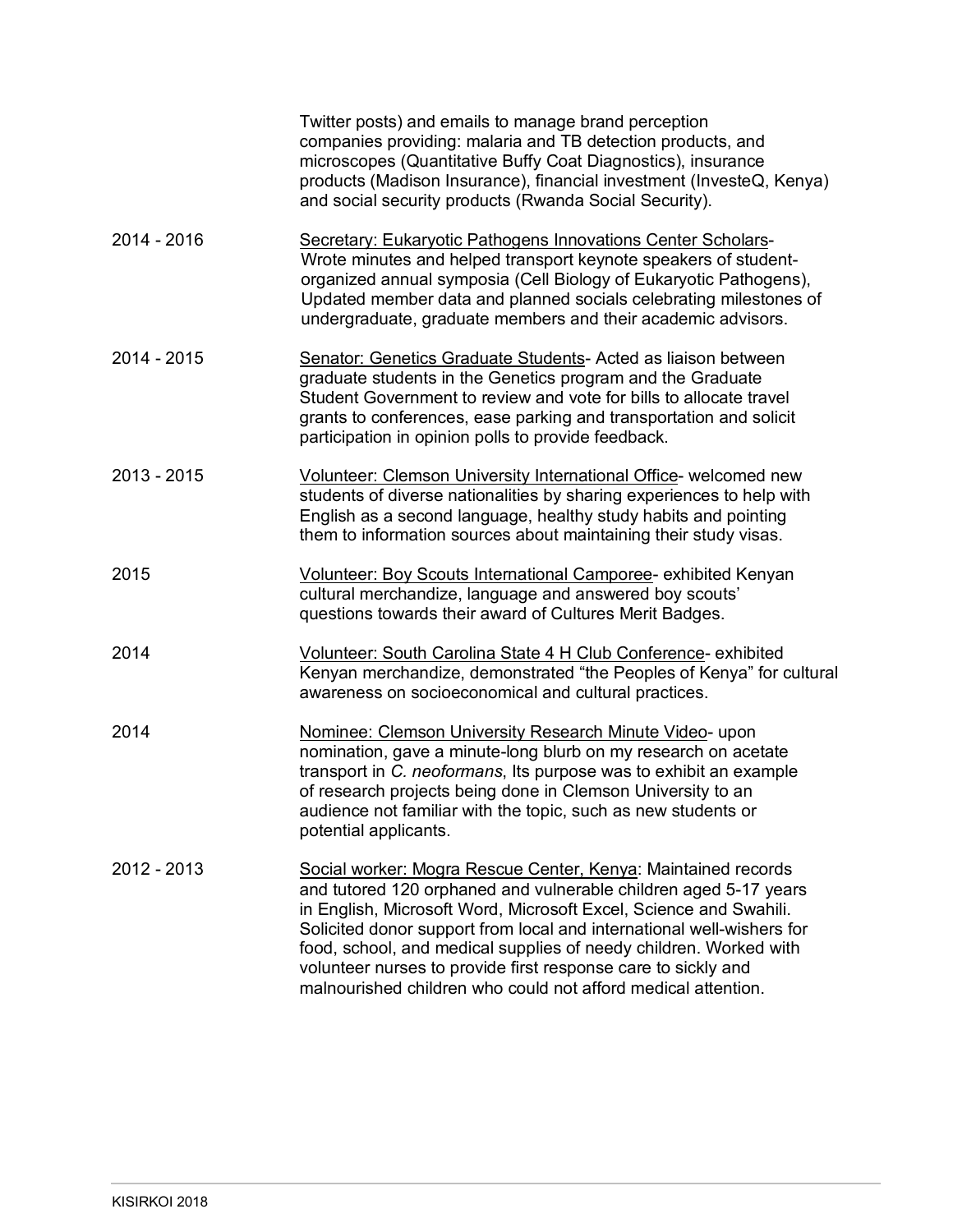Twitter posts) and emails to manage brand perception companies providing: malaria and TB detection products, and microscopes (Quantitative Buffy Coat Diagnostics), insurance products (Madison Insurance), financial investment (InvesteQ, Kenya) and social security products (Rwanda Social Security).

2014 - 2016 Secretary: Eukaryotic Pathogens Innovations Center Scholars- Wrote minutes and helped transport keynote speakers of student-organized annual symposia (Cell Biology of Eukaryotic Pathogens), Updated member data and planned socials celebrating milestones of undergraduate, graduate members and their academic advisors.

2014 - 2015 Senator: Genetics Graduate Students- Acted as liaison between graduate students in the Genetics program and the Graduate Student Government to review and vote for bills to allocate travel grants to conferences, ease parking and transportation and solicit participation in opinion polls to provide feedback.

2013 - 2015 Volunteer: Clemson University International Office- welcomed new students of diverse nationalities by sharing experiences to help with English as a second language, healthy study habits and pointing them to information sources about maintaining their study visas.

2015 Volunteer: Boy Scouts International Camporee- exhibited Kenyan cultural merchandize, language and answered boy scouts' questions towards their award of Cultures Merit Badges.

2014 Volunteer: South Carolina State 4 H Club Conference- exhibited Kenyan merchandize, demonstrated "the Peoples of Kenya" for cultural awareness on socioeconomical and cultural practices.

2014 Nominee: Clemson University Research Minute Video- upon nomination, gave a minute-long blurb on my research on acetate transport in *C. neoformans*, Its purpose was to exhibit an example of research projects being done in Clemson University to an audience not familiar with the topic, such as new students or potential applicants.

2012 - 2013 Social worker: Mogra Rescue Center, Kenya: Maintained records and tutored 120 orphaned and vulnerable children aged 5-17 years in English, Microsoft Word, Microsoft Excel, Science and Swahili. Solicited donor support from local and international well-wishers for food, school, and medical supplies of needy children. Worked with volunteer nurses to provide first response care to sickly and malnourished children who could not afford medical attention.